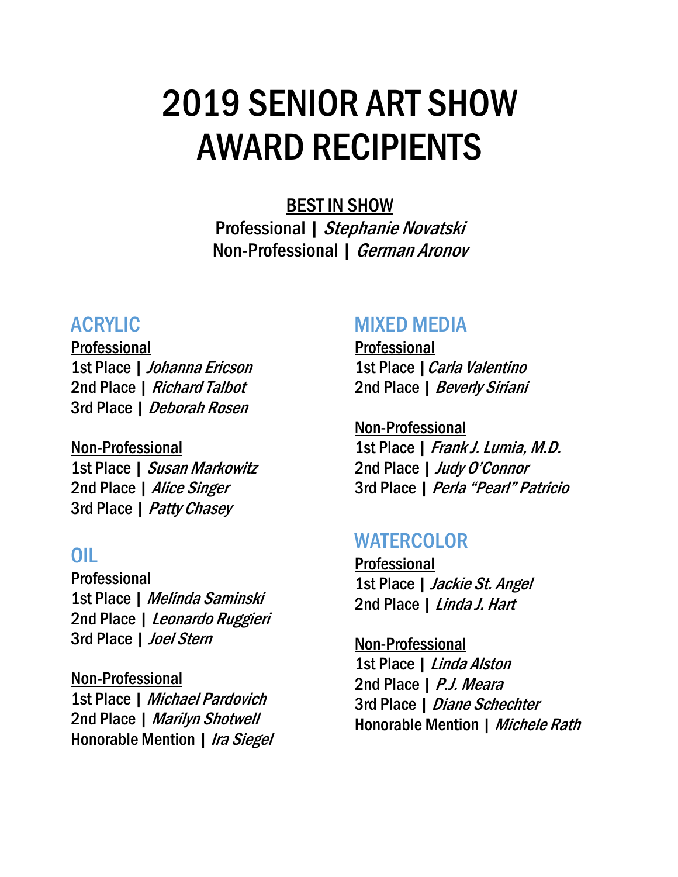# 2019 SENIOR ART SHOW AWARD RECIPIENTS

**BEST IN SHOW**

Professional | *Stephanie Novatski*
Non-Professional | *German Aronov*

## ACRYLIC

**Professional**

1st Place | *Johanna Ericson*
2nd Place | *Richard Talbot*
3rd Place | *Deborah Rosen*

**Non-Professional**

1st Place | *Susan Markowitz*
2nd Place | *Alice Singer*
3rd Place | *Patty Chasey*

## OIL

**Professional**

1st Place | *Melinda Saminski*
2nd Place | *Leonardo Ruggieri*
3rd Place | *Joel Stern*

**Non-Professional**

1st Place | *Michael Pardovich*
2nd Place | *Marilyn Shotwell*
Honorable Mention | *Ira Siegel*

## MIXED MEDIA

**Professional**

1st Place | *Carla Valentino*
2nd Place | *Beverly Siriani*

**Non-Professional**

1st Place | *Frank J. Lumia, M.D.*
2nd Place | *Judy O'Connor*
3rd Place | *Perla "Pearl" Patricio*

## WATERCOLOR

**Professional**

1st Place | *Jackie St. Angel*
2nd Place | *Linda J. Hart*

**Non-Professional**

1st Place | *Linda Alston*
2nd Place | *P.J. Meara*
3rd Place | *Diane Schechter*
Honorable Mention | *Michele Rath*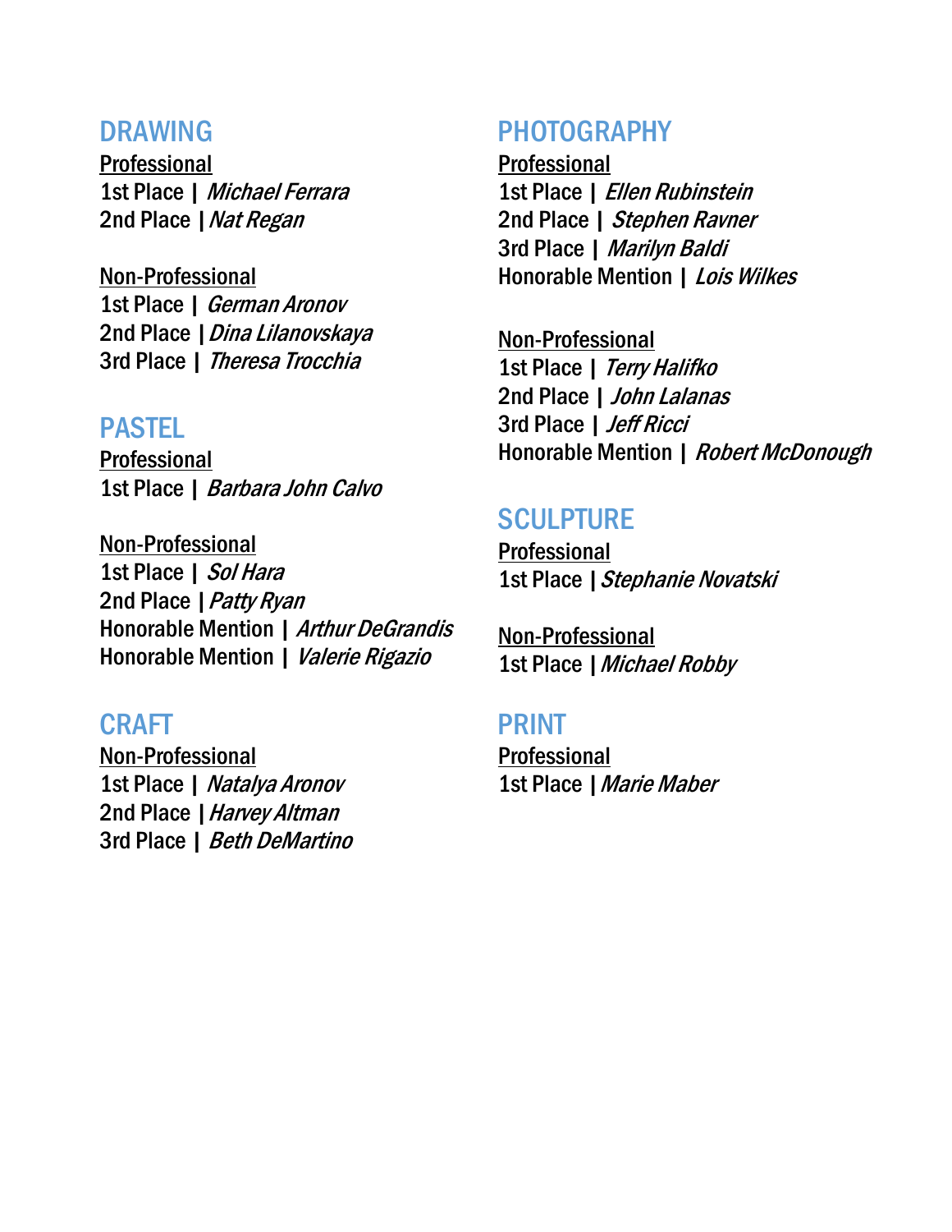## DRAWING

<u>Professional</u>

1st Place | *Michael Ferrara*
2nd Place | *Nat Regan*

<u>Non-Professional</u>

1st Place | *German Aronov*
2nd Place | *Dina Lilanovskaya*
3rd Place | *Theresa Trocchia*

## PASTEL

<u>Professional</u>

1st Place | *Barbara John Calvo*

<u>Non-Professional</u>

1st Place | *Sol Hara*
2nd Place | *Patty Ryan*
Honorable Mention | *Arthur DeGrandis*
Honorable Mention | *Valerie Rigazio*

## CRAFT

<u>Non-Professional</u>

1st Place | *Natalya Aronov*
2nd Place | *Harvey Altman*
3rd Place | *Beth DeMartino*

## PHOTOGRAPHY

<u>Professional</u>

1st Place | *Ellen Rubinstein*
2nd Place | *Stephen Ravner*
3rd Place | *Marilyn Baldi*
Honorable Mention | *Lois Wilkes*

<u>Non-Professional</u>

1st Place | *Terry Halifko*
2nd Place | *John Lalanas*
3rd Place | *Jeff Ricci*
Honorable Mention | *Robert McDonough*

## SCULPTURE

<u>Professional</u>

1st Place | *Stephanie Novatski*

<u>Non-Professional</u>

1st Place | *Michael Robby*

## PRINT

<u>Professional</u>

1st Place | *Marie Maber*